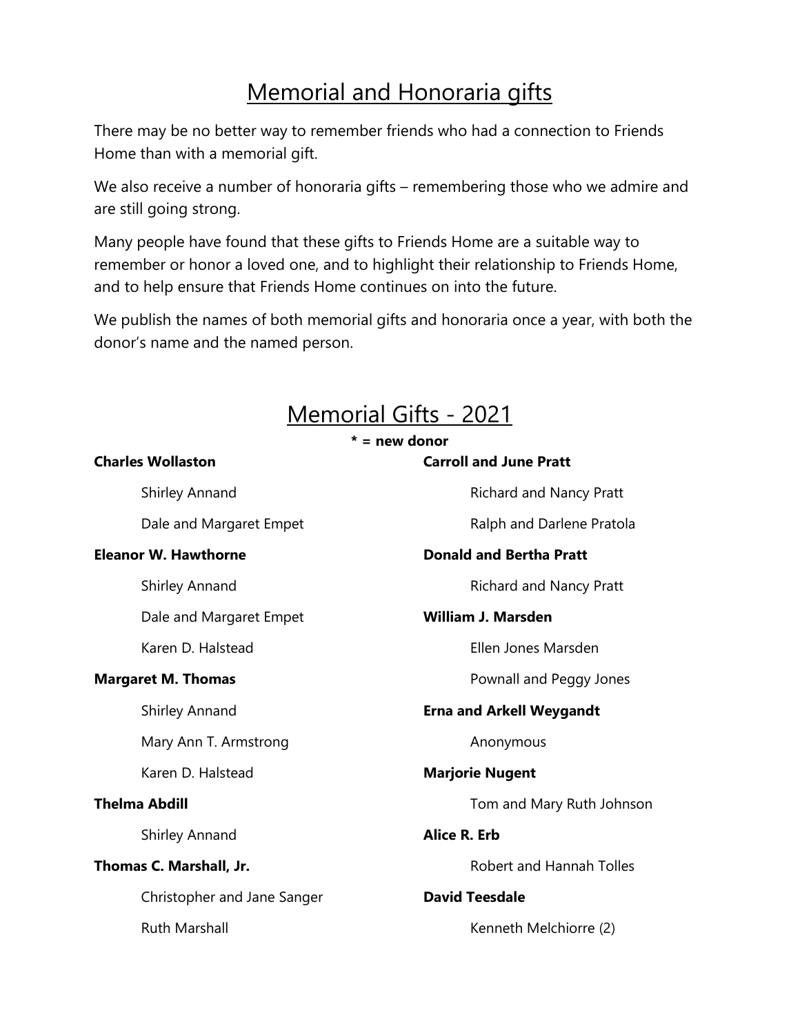# Memorial and Honoraria gifts

There may be no better way to remember friends who had a connection to Friends Home than with a memorial gift.

We also receive a number of honoraria gifts – remembering those who we admire and are still going strong.

Many people have found that these gifts to Friends Home are a suitable way to remember or honor a loved one, and to highlight their relationship to Friends Home, and to help ensure that Friends Home continues on into the future.

We publish the names of both memorial gifts and honoraria once a year, with both the donor's name and the named person.

# Memorial Gifts - 2021

**\* = new donor**

**Charles Wollaston**

- Shirley Annand
- Dale and Margaret Empet

**Eleanor W. Hawthorne**

- Shirley Annand
- Dale and Margaret Empet
- Karen D. Halstead

**Margaret M. Thomas**

- Shirley Annand
- Mary Ann T. Armstrong
- Karen D. Halstead

**Thelma Abdill**

- Shirley Annand

**Thomas C. Marshall, Jr.**

- Christopher and Jane Sanger
- Ruth Marshall

**Carroll and June Pratt**

- Richard and Nancy Pratt
- Ralph and Darlene Pratola

**Donald and Bertha Pratt**

- Richard and Nancy Pratt

**William J. Marsden**

- Ellen Jones Marsden
- Pownall and Peggy Jones

**Erna and Arkell Weygandt**

- Anonymous

**Marjorie Nugent**

- Tom and Mary Ruth Johnson

**Alice R. Erb**

- Robert and Hannah Tolles

**David Teesdale**

- Kenneth Melchiorre (2)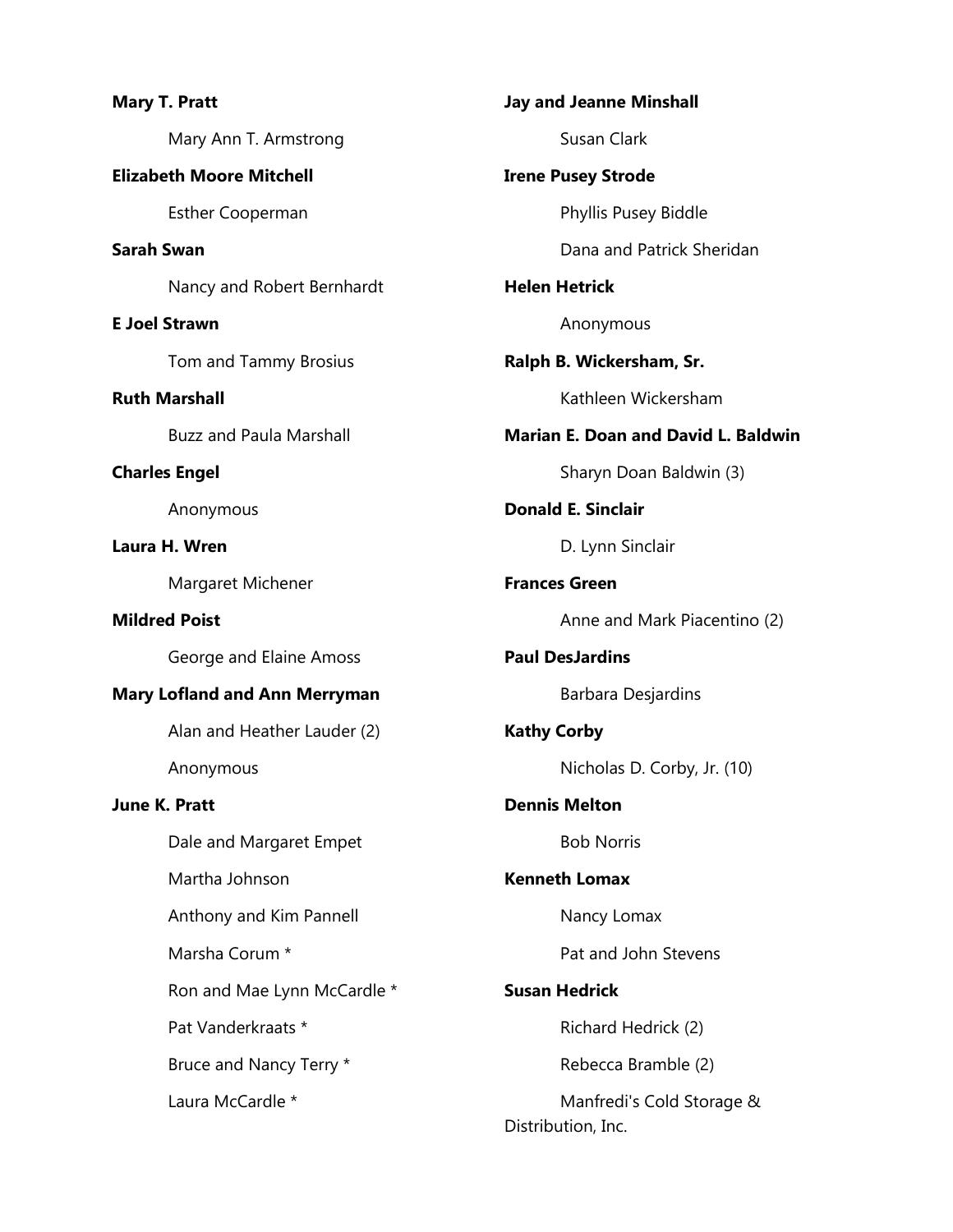**Mary T. Pratt**

Mary Ann T. Armstrong

**Elizabeth Moore Mitchell**

Esther Cooperman

**Sarah Swan**

Nancy and Robert Bernhardt

**E Joel Strawn**

Tom and Tammy Brosius

**Ruth Marshall**

Buzz and Paula Marshall

**Charles Engel**

Anonymous

**Laura H. Wren**

Margaret Michener

**Mildred Poist**

George and Elaine Amoss

**Mary Lofland and Ann Merryman**

Alan and Heather Lauder (2)

Anonymous

**June K. Pratt**

Dale and Margaret Empet

Martha Johnson

Anthony and Kim Pannell

Marsha Corum *

Ron and Mae Lynn McCardle *

Pat Vanderkraats *

Bruce and Nancy Terry *

Laura McCardle *

**Jay and Jeanne Minshall**

Susan Clark

**Irene Pusey Strode**

Phyllis Pusey Biddle

Dana and Patrick Sheridan

**Helen Hetrick**

Anonymous

**Ralph B. Wickersham, Sr.**

Kathleen Wickersham

**Marian E. Doan and David L. Baldwin**

Sharyn Doan Baldwin (3)

**Donald E. Sinclair**

D. Lynn Sinclair

**Frances Green**

Anne and Mark Piacentino (2)

**Paul DesJardins**

Barbara Desjardins

**Kathy Corby**

Nicholas D. Corby, Jr. (10)

**Dennis Melton**

Bob Norris

**Kenneth Lomax**

Nancy Lomax

Pat and John Stevens

**Susan Hedrick**

Richard Hedrick (2)

Rebecca Bramble (2)

Manfredi's Cold Storage & Distribution, Inc.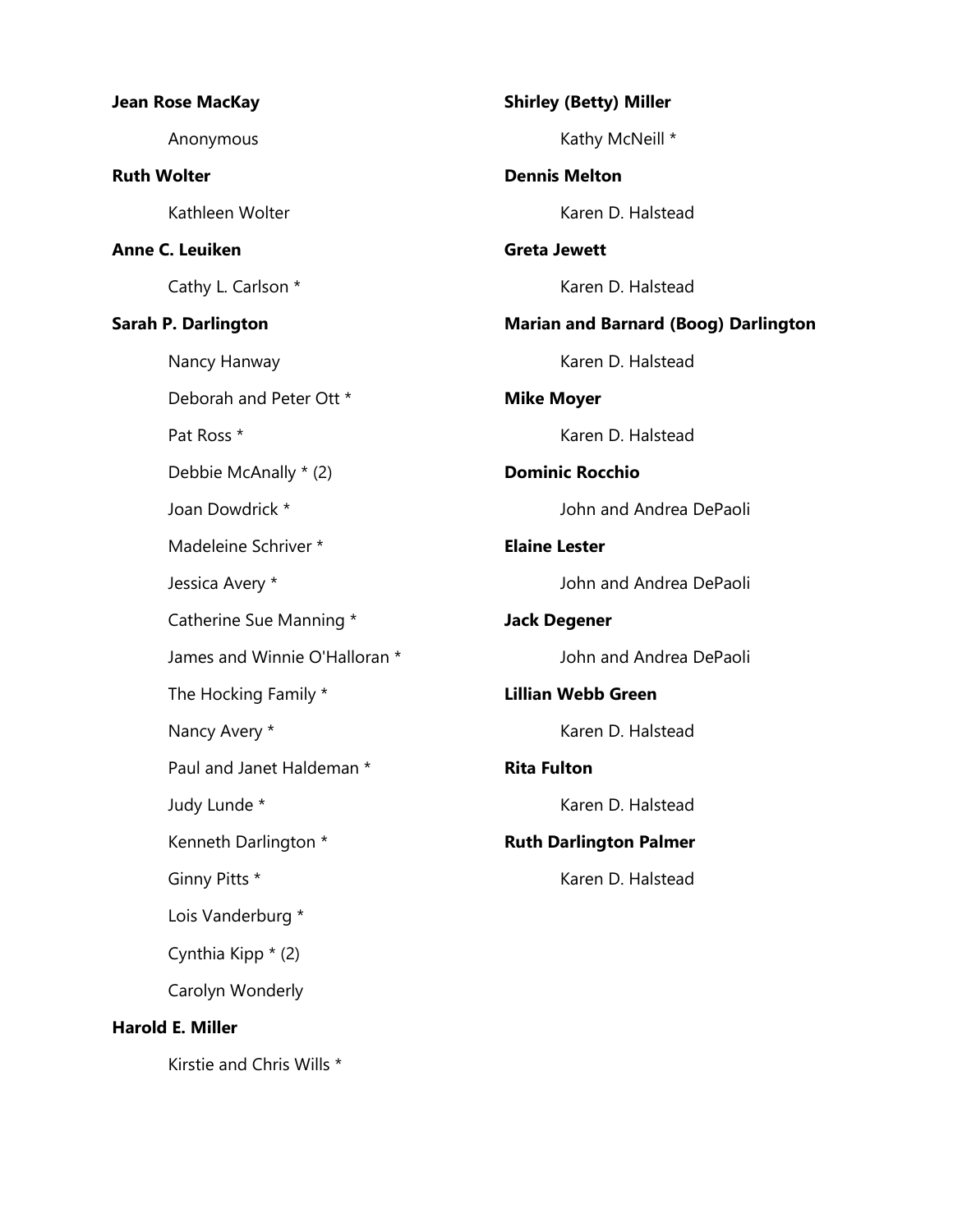**Jean Rose MacKay**

Anonymous

**Ruth Wolter**

Kathleen Wolter

**Anne C. Leuiken**

Cathy L. Carlson *

**Sarah P. Darlington**

Nancy Hanway

Deborah and Peter Ott *

Pat Ross *

Debbie McAnally * (2)

Joan Dowdrick *

Madeleine Schriver *

Jessica Avery *

Catherine Sue Manning *

James and Winnie O'Halloran *

The Hocking Family *

Nancy Avery *

Paul and Janet Haldeman *

Judy Lunde *

Kenneth Darlington *

Ginny Pitts *

Lois Vanderburg *

Cynthia Kipp * (2)

Carolyn Wonderly

**Harold E. Miller**

Kirstie and Chris Wills *

**Shirley (Betty) Miller**

Kathy McNeill *

**Dennis Melton**

Karen D. Halstead

**Greta Jewett**

Karen D. Halstead

**Marian and Barnard (Boog) Darlington**

Karen D. Halstead

**Mike Moyer**

Karen D. Halstead

**Dominic Rocchio**

John and Andrea DePaoli

**Elaine Lester**

John and Andrea DePaoli

**Jack Degener**

John and Andrea DePaoli

**Lillian Webb Green**

Karen D. Halstead

**Rita Fulton**

Karen D. Halstead

**Ruth Darlington Palmer**

Karen D. Halstead